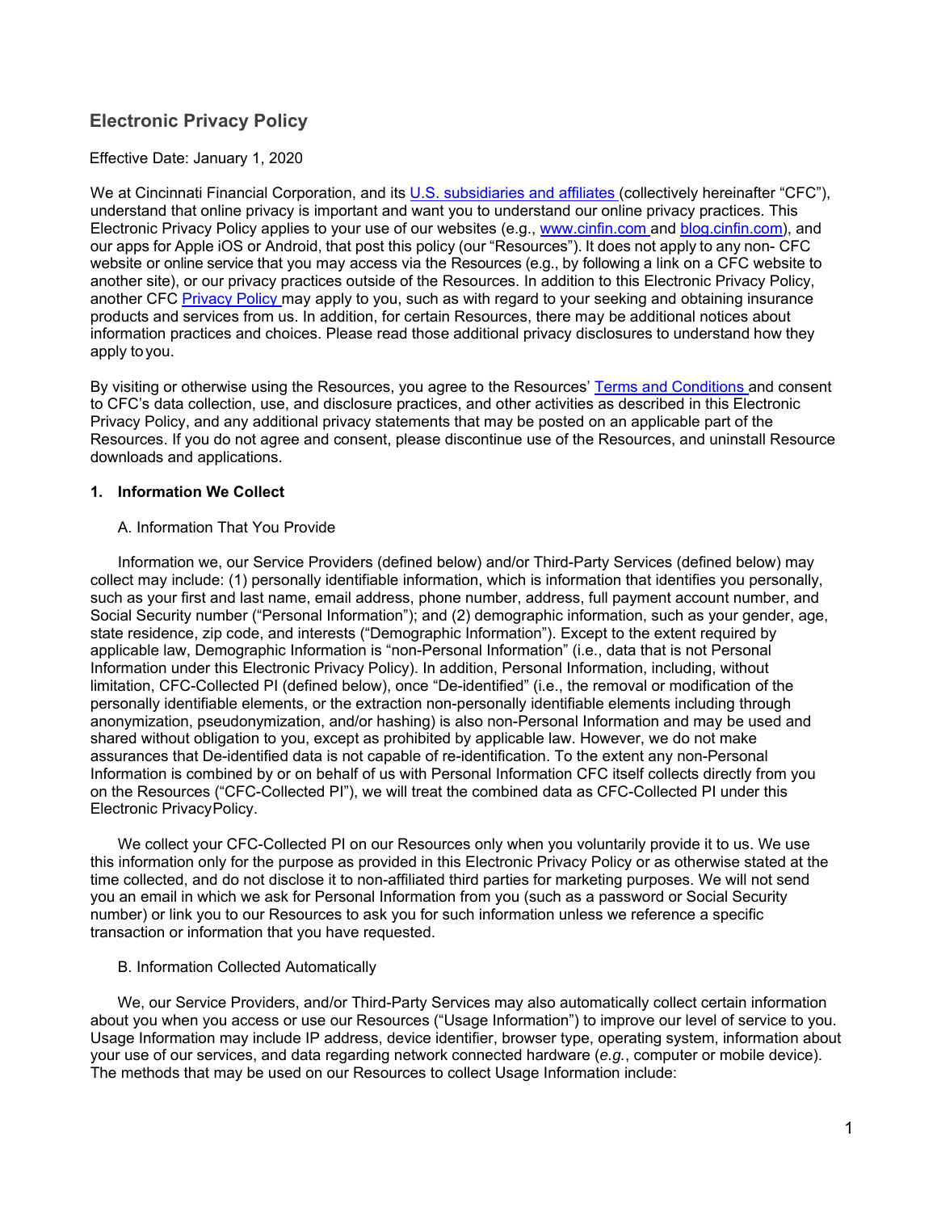## Electronic Privacy Policy

Effective Date: January 1, 2020

We at Cincinnati Financial Corporation, and its U.S. subsidiaries and affiliates (collectively hereinafter "CFC"), understand that online privacy is important and want you to understand our online privacy practices. This Electronic Privacy Policy applies to your use of our websites (e.g., www.cinfin.com and blog.cinfin.com), and our apps for Apple iOS or Android, that post this policy (our "Resources"). It does not apply to any non- CFC website or online service that you may access via the Resources (e.g., by following a link on a CFC website to another site), or our privacy practices outside of the Resources. In addition to this Electronic Privacy Policy, another CFC Privacy Policy may apply to you, such as with regard to your seeking and obtaining insurance products and services from us. In addition, for certain Resources, there may be additional notices about information practices and choices. Please read those additional privacy disclosures to understand how they apply to you.

By visiting or otherwise using the Resources, you agree to the Resources' Terms and Conditions and consent to CFC's data collection, use, and disclosure practices, and other activities as described in this Electronic Privacy Policy, and any additional privacy statements that may be posted on an applicable part of the Resources. If you do not agree and consent, please discontinue use of the Resources, and uninstall Resource downloads and applications.

**1. Information We Collect**

A. Information That You Provide

Information we, our Service Providers (defined below) and/or Third-Party Services (defined below) may collect may include: (1) personally identifiable information, which is information that identifies you personally, such as your first and last name, email address, phone number, address, full payment account number, and Social Security number ("Personal Information"); and (2) demographic information, such as your gender, age, state residence, zip code, and interests ("Demographic Information"). Except to the extent required by applicable law, Demographic Information is "non-Personal Information" (i.e., data that is not Personal Information under this Electronic Privacy Policy). In addition, Personal Information, including, without limitation, CFC-Collected PI (defined below), once "De-identified" (i.e., the removal or modification of the personally identifiable elements, or the extraction non-personally identifiable elements including through anonymization, pseudonymization, and/or hashing) is also non-Personal Information and may be used and shared without obligation to you, except as prohibited by applicable law. However, we do not make assurances that De-identified data is not capable of re-identification. To the extent any non-Personal Information is combined by or on behalf of us with Personal Information CFC itself collects directly from you on the Resources ("CFC-Collected PI"), we will treat the combined data as CFC-Collected PI under this Electronic Privacy Policy.

We collect your CFC-Collected PI on our Resources only when you voluntarily provide it to us. We use this information only for the purpose as provided in this Electronic Privacy Policy or as otherwise stated at the time collected, and do not disclose it to non-affiliated third parties for marketing purposes. We will not send you an email in which we ask for Personal Information from you (such as a password or Social Security number) or link you to our Resources to ask you for such information unless we reference a specific transaction or information that you have requested.

B. Information Collected Automatically

We, our Service Providers, and/or Third-Party Services may also automatically collect certain information about you when you access or use our Resources ("Usage Information") to improve our level of service to you. Usage Information may include IP address, device identifier, browser type, operating system, information about your use of our services, and data regarding network connected hardware (*e.g.*, computer or mobile device). The methods that may be used on our Resources to collect Usage Information include: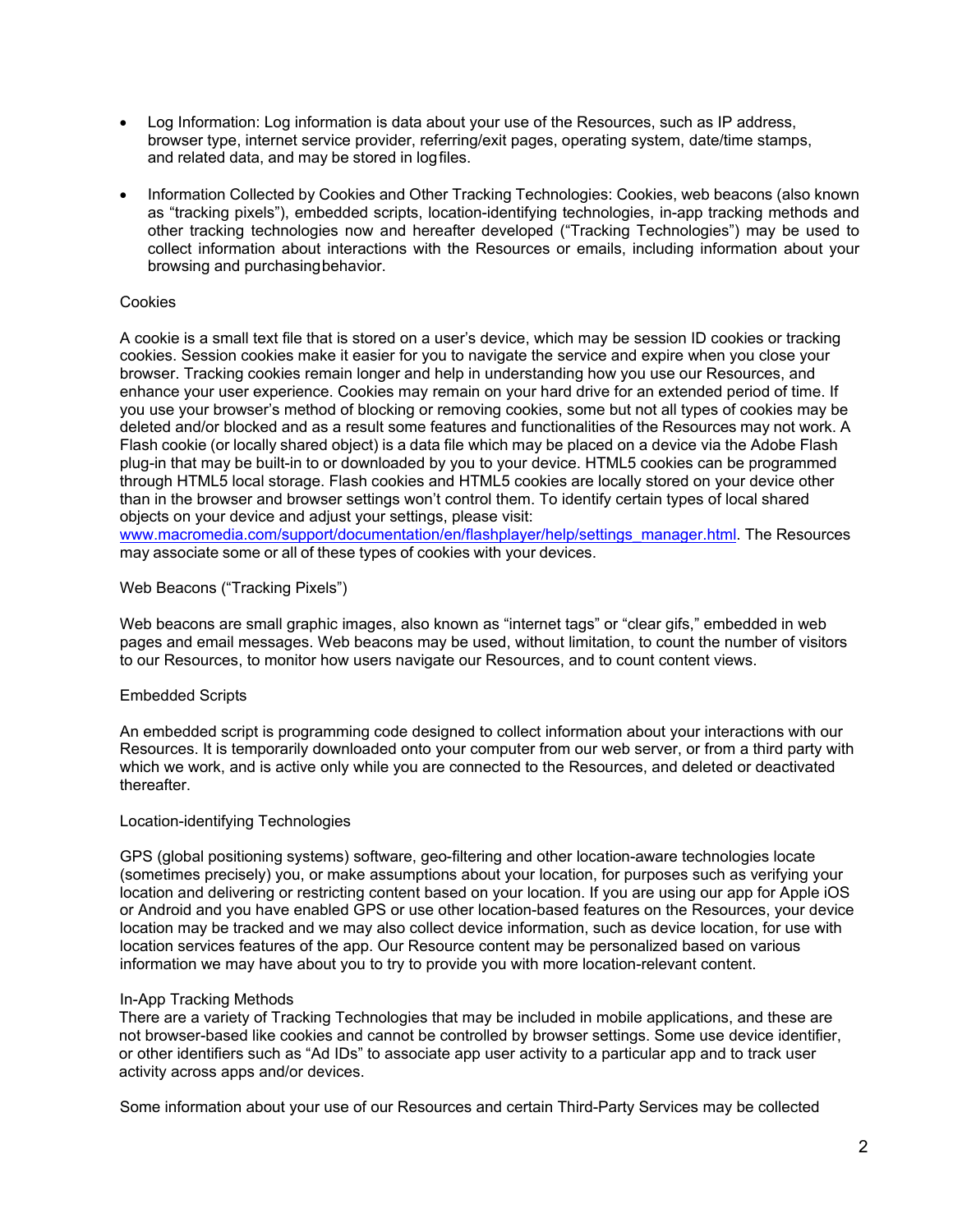- Log Information: Log information is data about your use of the Resources, such as IP address, browser type, internet service provider, referring/exit pages, operating system, date/time stamps, and related data, and may be stored in log files.

- Information Collected by Cookies and Other Tracking Technologies: Cookies, web beacons (also known as "tracking pixels"), embedded scripts, location-identifying technologies, in-app tracking methods and other tracking technologies now and hereafter developed ("Tracking Technologies") may be used to collect information about interactions with the Resources or emails, including information about your browsing and purchasing behavior.

Cookies

A cookie is a small text file that is stored on a user's device, which may be session ID cookies or tracking cookies. Session cookies make it easier for you to navigate the service and expire when you close your browser. Tracking cookies remain longer and help in understanding how you use our Resources, and enhance your user experience. Cookies may remain on your hard drive for an extended period of time. If you use your browser's method of blocking or removing cookies, some but not all types of cookies may be deleted and/or blocked and as a result some features and functionalities of the Resources may not work. A Flash cookie (or locally shared object) is a data file which may be placed on a device via the Adobe Flash plug-in that may be built-in to or downloaded by you to your device. HTML5 cookies can be programmed through HTML5 local storage. Flash cookies and HTML5 cookies are locally stored on your device other than in the browser and browser settings won't control them. To identify certain types of local shared objects on your device and adjust your settings, please visit: [www.macromedia.com/support/documentation/en/flashplayer/help/settings_manager.html](http://www.macromedia.com/support/documentation/en/flashplayer/help/settings_manager.html). The Resources may associate some or all of these types of cookies with your devices.

Web Beacons ("Tracking Pixels")

Web beacons are small graphic images, also known as "internet tags" or "clear gifs," embedded in web pages and email messages. Web beacons may be used, without limitation, to count the number of visitors to our Resources, to monitor how users navigate our Resources, and to count content views.

Embedded Scripts

An embedded script is programming code designed to collect information about your interactions with our Resources. It is temporarily downloaded onto your computer from our web server, or from a third party with which we work, and is active only while you are connected to the Resources, and deleted or deactivated thereafter.

Location-identifying Technologies

GPS (global positioning systems) software, geo-filtering and other location-aware technologies locate (sometimes precisely) you, or make assumptions about your location, for purposes such as verifying your location and delivering or restricting content based on your location. If you are using our app for Apple iOS or Android and you have enabled GPS or use other location-based features on the Resources, your device location may be tracked and we may also collect device information, such as device location, for use with location services features of the app. Our Resource content may be personalized based on various information we may have about you to try to provide you with more location-relevant content.

In-App Tracking Methods

There are a variety of Tracking Technologies that may be included in mobile applications, and these are not browser-based like cookies and cannot be controlled by browser settings. Some use device identifier, or other identifiers such as "Ad IDs" to associate app user activity to a particular app and to track user activity across apps and/or devices.

Some information about your use of our Resources and certain Third-Party Services may be collected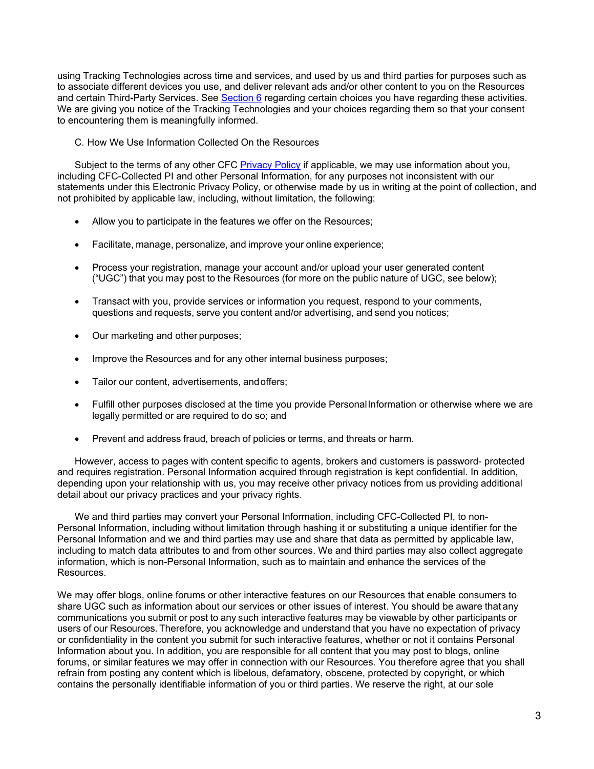using Tracking Technologies across time and services, and used by us and third parties for purposes such as to associate different devices you use, and deliver relevant ads and/or other content to you on the Resources and certain Third-Party Services. See [Section 6](#) regarding certain choices you have regarding these activities. We are giving you notice of the Tracking Technologies and your choices regarding them so that your consent to encountering them is meaningfully informed.

C. How We Use Information Collected On the Resources

Subject to the terms of any other CFC [Privacy Policy](#) if applicable, we may use information about you, including CFC-Collected PI and other Personal Information, for any purposes not inconsistent with our statements under this Electronic Privacy Policy, or otherwise made by us in writing at the point of collection, and not prohibited by applicable law, including, without limitation, the following:

- Allow you to participate in the features we offer on the Resources;
- Facilitate, manage, personalize, and improve your online experience;
- Process your registration, manage your account and/or upload your user generated content ("UGC") that you may post to the Resources (for more on the public nature of UGC, see below);
- Transact with you, provide services or information you request, respond to your comments, questions and requests, serve you content and/or advertising, and send you notices;
- Our marketing and other purposes;
- Improve the Resources and for any other internal business purposes;
- Tailor our content, advertisements, and offers;
- Fulfill other purposes disclosed at the time you provide Personal Information or otherwise where we are legally permitted or are required to do so; and
- Prevent and address fraud, breach of policies or terms, and threats or harm.

However, access to pages with content specific to agents, brokers and customers is password- protected and requires registration. Personal Information acquired through registration is kept confidential. In addition, depending upon your relationship with us, you may receive other privacy notices from us providing additional detail about our privacy practices and your privacy rights.

We and third parties may convert your Personal Information, including CFC-Collected PI, to non-Personal Information, including without limitation through hashing it or substituting a unique identifier for the Personal Information and we and third parties may use and share that data as permitted by applicable law, including to match data attributes to and from other sources. We and third parties may also collect aggregate information, which is non-Personal Information, such as to maintain and enhance the services of the Resources.

We may offer blogs, online forums or other interactive features on our Resources that enable consumers to share UGC such as information about our services or other issues of interest. You should be aware that any communications you submit or post to any such interactive features may be viewable by other participants or users of our Resources. Therefore, you acknowledge and understand that you have no expectation of privacy or confidentiality in the content you submit for such interactive features, whether or not it contains Personal Information about you. In addition, you are responsible for all content that you may post to blogs, online forums, or similar features we may offer in connection with our Resources. You therefore agree that you shall refrain from posting any content which is libelous, defamatory, obscene, protected by copyright, or which contains the personally identifiable information of you or third parties. We reserve the right, at our sole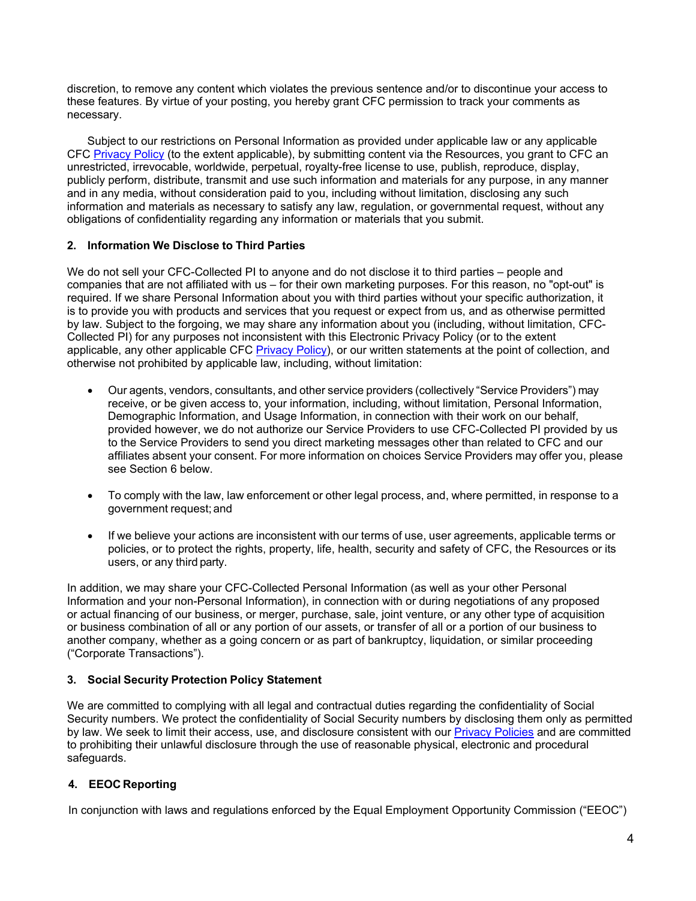discretion, to remove any content which violates the previous sentence and/or to discontinue your access to these features. By virtue of your posting, you hereby grant CFC permission to track your comments as necessary.

Subject to our restrictions on Personal Information as provided under applicable law or any applicable CFC Privacy Policy (to the extent applicable), by submitting content via the Resources, you grant to CFC an unrestricted, irrevocable, worldwide, perpetual, royalty-free license to use, publish, reproduce, display, publicly perform, distribute, transmit and use such information and materials for any purpose, in any manner and in any media, without consideration paid to you, including without limitation, disclosing any such information and materials as necessary to satisfy any law, regulation, or governmental request, without any obligations of confidentiality regarding any information or materials that you submit.

### 2. Information We Disclose to Third Parties

We do not sell your CFC-Collected PI to anyone and do not disclose it to third parties – people and companies that are not affiliated with us – for their own marketing purposes. For this reason, no "opt-out" is required. If we share Personal Information about you with third parties without your specific authorization, it is to provide you with products and services that you request or expect from us, and as otherwise permitted by law. Subject to the forgoing, we may share any information about you (including, without limitation, CFC-Collected PI) for any purposes not inconsistent with this Electronic Privacy Policy (or to the extent applicable, any other applicable CFC Privacy Policy), or our written statements at the point of collection, and otherwise not prohibited by applicable law, including, without limitation:

- Our agents, vendors, consultants, and other service providers (collectively "Service Providers") may receive, or be given access to, your information, including, without limitation, Personal Information, Demographic Information, and Usage Information, in connection with their work on our behalf, provided however, we do not authorize our Service Providers to use CFC-Collected PI provided by us to the Service Providers to send you direct marketing messages other than related to CFC and our affiliates absent your consent. For more information on choices Service Providers may offer you, please see Section 6 below.

- To comply with the law, law enforcement or other legal process, and, where permitted, in response to a government request; and

- If we believe your actions are inconsistent with our terms of use, user agreements, applicable terms or policies, or to protect the rights, property, life, health, security and safety of CFC, the Resources or its users, or any third party.

In addition, we may share your CFC-Collected Personal Information (as well as your other Personal Information and your non-Personal Information), in connection with or during negotiations of any proposed or actual financing of our business, or merger, purchase, sale, joint venture, or any other type of acquisition or business combination of all or any portion of our assets, or transfer of all or a portion of our business to another company, whether as a going concern or as part of bankruptcy, liquidation, or similar proceeding ("Corporate Transactions").

### 3. Social Security Protection Policy Statement

We are committed to complying with all legal and contractual duties regarding the confidentiality of Social Security numbers. We protect the confidentiality of Social Security numbers by disclosing them only as permitted by law. We seek to limit their access, use, and disclosure consistent with our Privacy Policies and are committed to prohibiting their unlawful disclosure through the use of reasonable physical, electronic and procedural safeguards.

### 4. EEOC Reporting

In conjunction with laws and regulations enforced by the Equal Employment Opportunity Commission ("EEOC")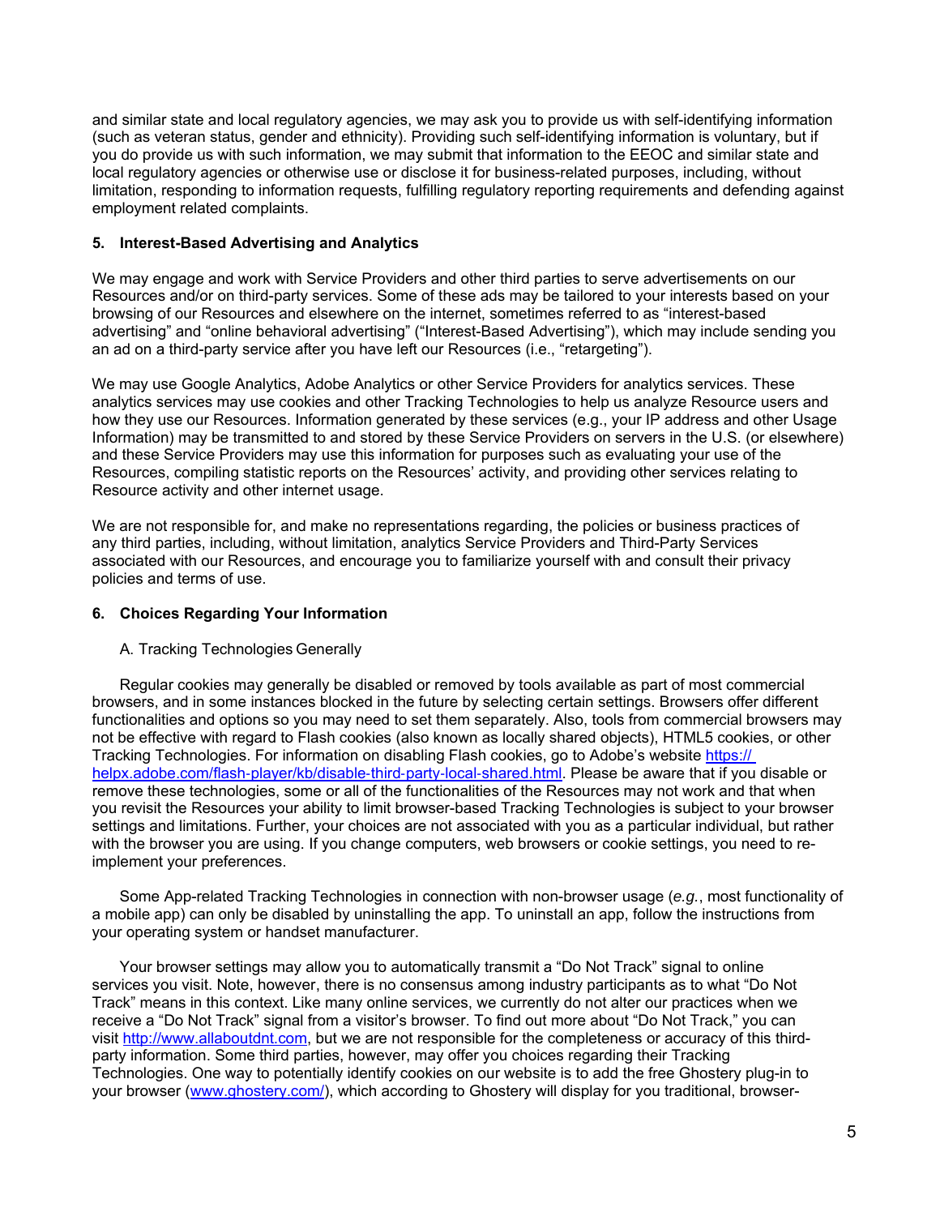and similar state and local regulatory agencies, we may ask you to provide us with self-identifying information (such as veteran status, gender and ethnicity). Providing such self-identifying information is voluntary, but if you do provide us with such information, we may submit that information to the EEOC and similar state and local regulatory agencies or otherwise use or disclose it for business-related purposes, including, without limitation, responding to information requests, fulfilling regulatory reporting requirements and defending against employment related complaints.

### 5. Interest-Based Advertising and Analytics

We may engage and work with Service Providers and other third parties to serve advertisements on our Resources and/or on third-party services. Some of these ads may be tailored to your interests based on your browsing of our Resources and elsewhere on the internet, sometimes referred to as "interest-based advertising" and "online behavioral advertising" ("Interest-Based Advertising"), which may include sending you an ad on a third-party service after you have left our Resources (i.e., "retargeting").

We may use Google Analytics, Adobe Analytics or other Service Providers for analytics services. These analytics services may use cookies and other Tracking Technologies to help us analyze Resource users and how they use our Resources. Information generated by these services (e.g., your IP address and other Usage Information) may be transmitted to and stored by these Service Providers on servers in the U.S. (or elsewhere) and these Service Providers may use this information for purposes such as evaluating your use of the Resources, compiling statistic reports on the Resources' activity, and providing other services relating to Resource activity and other internet usage.

We are not responsible for, and make no representations regarding, the policies or business practices of any third parties, including, without limitation, analytics Service Providers and Third-Party Services associated with our Resources, and encourage you to familiarize yourself with and consult their privacy policies and terms of use.

### 6. Choices Regarding Your Information

A. Tracking Technologies Generally

Regular cookies may generally be disabled or removed by tools available as part of most commercial browsers, and in some instances blocked in the future by selecting certain settings. Browsers offer different functionalities and options so you may need to set them separately. Also, tools from commercial browsers may not be effective with regard to Flash cookies (also known as locally shared objects), HTML5 cookies, or other Tracking Technologies. For information on disabling Flash cookies, go to Adobe's website [https://helpx.adobe.com/flash-player/kb/disable-third-party-local-shared.html](https://helpx.adobe.com/flash-player/kb/disable-third-party-local-shared.html). Please be aware that if you disable or remove these technologies, some or all of the functionalities of the Resources may not work and that when you revisit the Resources your ability to limit browser-based Tracking Technologies is subject to your browser settings and limitations. Further, your choices are not associated with you as a particular individual, but rather with the browser you are using. If you change computers, web browsers or cookie settings, you need to re-implement your preferences.

Some App-related Tracking Technologies in connection with non-browser usage (*e.g.*, most functionality of a mobile app) can only be disabled by uninstalling the app. To uninstall an app, follow the instructions from your operating system or handset manufacturer.

Your browser settings may allow you to automatically transmit a "Do Not Track" signal to online services you visit. Note, however, there is no consensus among industry participants as to what "Do Not Track" means in this context. Like many online services, we currently do not alter our practices when we receive a "Do Not Track" signal from a visitor's browser. To find out more about "Do Not Track," you can visit [http://www.allaboutdnt.com](http://www.allaboutdnt.com), but we are not responsible for the completeness or accuracy of this third-party information. Some third parties, however, may offer you choices regarding their Tracking Technologies. One way to potentially identify cookies on our website is to add the free Ghostery plug-in to your browser ([www.ghostery.com/](http://www.ghostery.com/)), which according to Ghostery will display for you traditional, browser-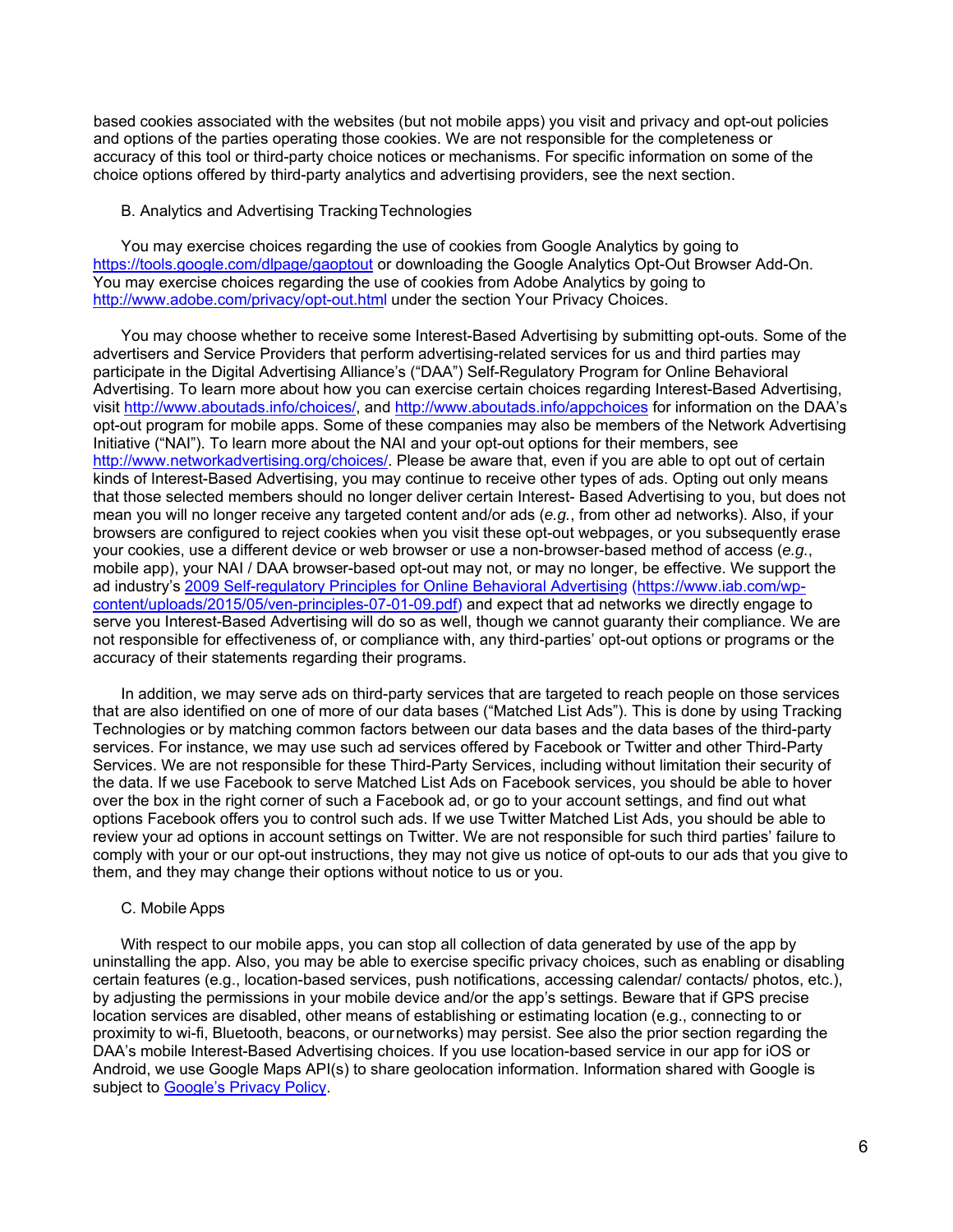based cookies associated with the websites (but not mobile apps) you visit and privacy and opt-out policies and options of the parties operating those cookies. We are not responsible for the completeness or accuracy of this tool or third-party choice notices or mechanisms. For specific information on some of the choice options offered by third-party analytics and advertising providers, see the next section.

B. Analytics and Advertising Tracking Technologies

You may exercise choices regarding the use of cookies from Google Analytics by going to [https://tools.google.com/dlpage/gaoptout](https://tools.google.com/dlpage/gaoptout) or downloading the Google Analytics Opt-Out Browser Add-On. You may exercise choices regarding the use of cookies from Adobe Analytics by going to [http://www.adobe.com/privacy/opt-out.html](http://www.adobe.com/privacy/opt-out.html) under the section Your Privacy Choices.

You may choose whether to receive some Interest-Based Advertising by submitting opt-outs. Some of the advertisers and Service Providers that perform advertising-related services for us and third parties may participate in the Digital Advertising Alliance's ("DAA") Self-Regulatory Program for Online Behavioral Advertising. To learn more about how you can exercise certain choices regarding Interest-Based Advertising, visit [http://www.aboutads.info/choices/](http://www.aboutads.info/choices/), and [http://www.aboutads.info/appchoices](http://www.aboutads.info/appchoices) for information on the DAA's opt-out program for mobile apps. Some of these companies may also be members of the Network Advertising Initiative ("NAI"). To learn more about the NAI and your opt-out options for their members, see [http://www.networkadvertising.org/choices/](http://www.networkadvertising.org/choices/). Please be aware that, even if you are able to opt out of certain kinds of Interest-Based Advertising, you may continue to receive other types of ads. Opting out only means that those selected members should no longer deliver certain Interest- Based Advertising to you, but does not mean you will no longer receive any targeted content and/or ads (*e.g.*, from other ad networks). Also, if your browsers are configured to reject cookies when you visit these opt-out webpages, or you subsequently erase your cookies, use a different device or web browser or use a non-browser-based method of access (*e.g.*, mobile app), your NAI / DAA browser-based opt-out may not, or may no longer, be effective. We support the ad industry's [2009 Self-regulatory Principles for Online Behavioral Advertising](https://www.iab.com/wp-content/uploads/2015/05/ven-principles-07-01-09.pdf) [(https://www.iab.com/wp-content/uploads/2015/05/ven-principles-07-01-09.pdf)](https://www.iab.com/wp-content/uploads/2015/05/ven-principles-07-01-09.pdf) and expect that ad networks we directly engage to serve you Interest-Based Advertising will do so as well, though we cannot guaranty their compliance. We are not responsible for effectiveness of, or compliance with, any third-parties' opt-out options or programs or the accuracy of their statements regarding their programs.

In addition, we may serve ads on third-party services that are targeted to reach people on those services that are also identified on one of more of our data bases ("Matched List Ads"). This is done by using Tracking Technologies or by matching common factors between our data bases and the data bases of the third-party services. For instance, we may use such ad services offered by Facebook or Twitter and other Third-Party Services. We are not responsible for these Third-Party Services, including without limitation their security of the data. If we use Facebook to serve Matched List Ads on Facebook services, you should be able to hover over the box in the right corner of such a Facebook ad, or go to your account settings, and find out what options Facebook offers you to control such ads. If we use Twitter Matched List Ads, you should be able to review your ad options in account settings on Twitter. We are not responsible for such third parties' failure to comply with your or our opt-out instructions, they may not give us notice of opt-outs to our ads that you give to them, and they may change their options without notice to us or you.

C. Mobile Apps

With respect to our mobile apps, you can stop all collection of data generated by use of the app by uninstalling the app. Also, you may be able to exercise specific privacy choices, such as enabling or disabling certain features (e.g., location-based services, push notifications, accessing calendar/ contacts/ photos, etc.), by adjusting the permissions in your mobile device and/or the app's settings. Beware that if GPS precise location services are disabled, other means of establishing or estimating location (e.g., connecting to or proximity to wi-fi, Bluetooth, beacons, or our networks) may persist. See also the prior section regarding the DAA's mobile Interest-Based Advertising choices. If you use location-based service in our app for iOS or Android, we use Google Maps API(s) to share geolocation information. Information shared with Google is subject to [Google's Privacy Policy](#).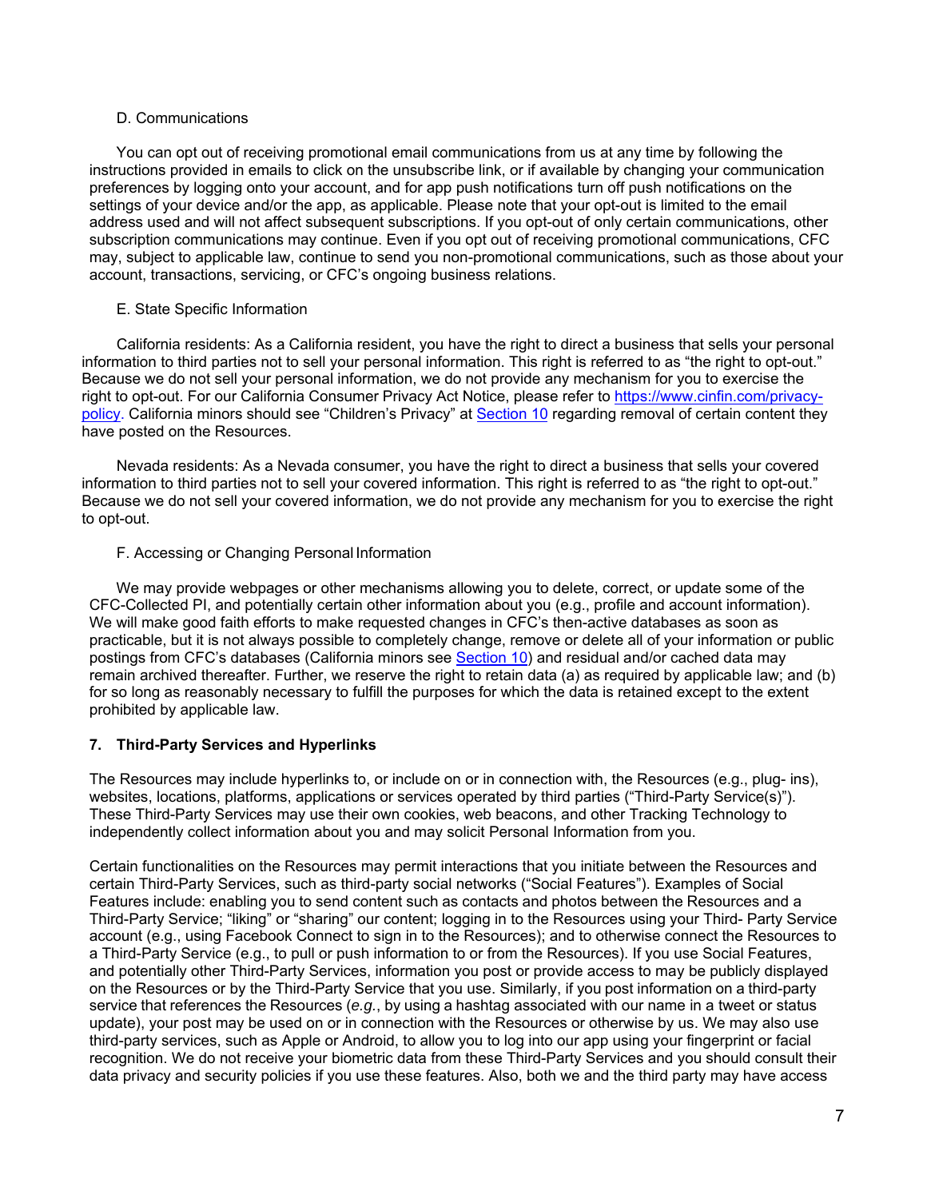D. Communications

You can opt out of receiving promotional email communications from us at any time by following the instructions provided in emails to click on the unsubscribe link, or if available by changing your communication preferences by logging onto your account, and for app push notifications turn off push notifications on the settings of your device and/or the app, as applicable. Please note that your opt-out is limited to the email address used and will not affect subsequent subscriptions. If you opt-out of only certain communications, other subscription communications may continue. Even if you opt out of receiving promotional communications, CFC may, subject to applicable law, continue to send you non-promotional communications, such as those about your account, transactions, servicing, or CFC's ongoing business relations.

E. State Specific Information

California residents: As a California resident, you have the right to direct a business that sells your personal information to third parties not to sell your personal information. This right is referred to as "the right to opt-out." Because we do not sell your personal information, we do not provide any mechanism for you to exercise the right to opt-out. For our California Consumer Privacy Act Notice, please refer to [https://www.cinfin.com/privacy-policy](https://www.cinfin.com/privacy-policy). California minors should see "Children's Privacy" at Section 10 regarding removal of certain content they have posted on the Resources.

Nevada residents: As a Nevada consumer, you have the right to direct a business that sells your covered information to third parties not to sell your covered information. This right is referred to as "the right to opt-out." Because we do not sell your covered information, we do not provide any mechanism for you to exercise the right to opt-out.

F. Accessing or Changing Personal Information

We may provide webpages or other mechanisms allowing you to delete, correct, or update some of the CFC-Collected PI, and potentially certain other information about you (e.g., profile and account information). We will make good faith efforts to make requested changes in CFC's then-active databases as soon as practicable, but it is not always possible to completely change, remove or delete all of your information or public postings from CFC's databases (California minors see Section 10) and residual and/or cached data may remain archived thereafter. Further, we reserve the right to retain data (a) as required by applicable law; and (b) for so long as reasonably necessary to fulfill the purposes for which the data is retained except to the extent prohibited by applicable law.

## 7. Third-Party Services and Hyperlinks

The Resources may include hyperlinks to, or include on or in connection with, the Resources (e.g., plug- ins), websites, locations, platforms, applications or services operated by third parties ("Third-Party Service(s)"). These Third-Party Services may use their own cookies, web beacons, and other Tracking Technology to independently collect information about you and may solicit Personal Information from you.

Certain functionalities on the Resources may permit interactions that you initiate between the Resources and certain Third-Party Services, such as third-party social networks ("Social Features"). Examples of Social Features include: enabling you to send content such as contacts and photos between the Resources and a Third-Party Service; "liking" or "sharing" our content; logging in to the Resources using your Third- Party Service account (e.g., using Facebook Connect to sign in to the Resources); and to otherwise connect the Resources to a Third-Party Service (e.g., to pull or push information to or from the Resources). If you use Social Features, and potentially other Third-Party Services, information you post or provide access to may be publicly displayed on the Resources or by the Third-Party Service that you use. Similarly, if you post information on a third-party service that references the Resources (*e.g.*, by using a hashtag associated with our name in a tweet or status update), your post may be used on or in connection with the Resources or otherwise by us. We may also use third-party services, such as Apple or Android, to allow you to log into our app using your fingerprint or facial recognition. We do not receive your biometric data from these Third-Party Services and you should consult their data privacy and security policies if you use these features. Also, both we and the third party may have access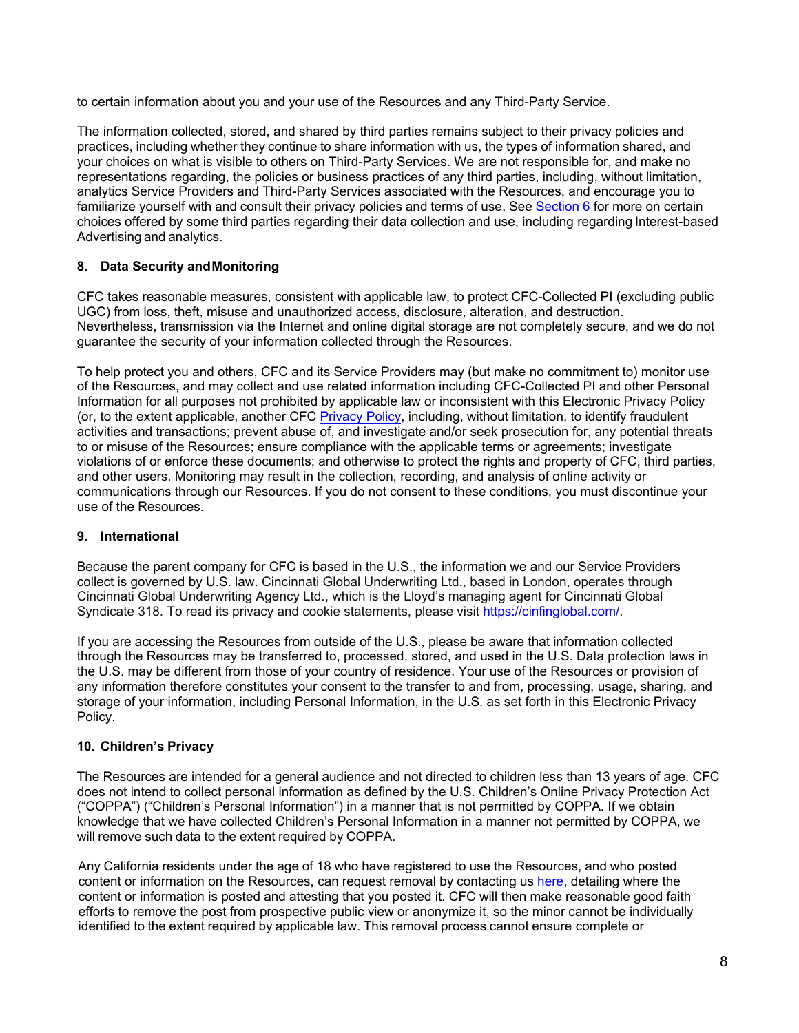to certain information about you and your use of the Resources and any Third-Party Service.

The information collected, stored, and shared by third parties remains subject to their privacy policies and practices, including whether they continue to share information with us, the types of information shared, and your choices on what is visible to others on Third-Party Services. We are not responsible for, and make no representations regarding, the policies or business practices of any third parties, including, without limitation, analytics Service Providers and Third-Party Services associated with the Resources, and encourage you to familiarize yourself with and consult their privacy policies and terms of use. See [Section 6] for more on certain choices offered by some third parties regarding their data collection and use, including regarding Interest-based Advertising and analytics.

### 8. Data Security and Monitoring

CFC takes reasonable measures, consistent with applicable law, to protect CFC-Collected PI (excluding public UGC) from loss, theft, misuse and unauthorized access, disclosure, alteration, and destruction. Nevertheless, transmission via the Internet and online digital storage are not completely secure, and we do not guarantee the security of your information collected through the Resources.

To help protect you and others, CFC and its Service Providers may (but make no commitment to) monitor use of the Resources, and may collect and use related information including CFC-Collected PI and other Personal Information for all purposes not prohibited by applicable law or inconsistent with this Electronic Privacy Policy (or, to the extent applicable, another CFC Privacy Policy, including, without limitation, to identify fraudulent activities and transactions; prevent abuse of, and investigate and/or seek prosecution for, any potential threats to or misuse of the Resources; ensure compliance with the applicable terms or agreements; investigate violations of or enforce these documents; and otherwise to protect the rights and property of CFC, third parties, and other users. Monitoring may result in the collection, recording, and analysis of online activity or communications through our Resources. If you do not consent to these conditions, you must discontinue your use of the Resources.

### 9. International

Because the parent company for CFC is based in the U.S., the information we and our Service Providers collect is governed by U.S. law. Cincinnati Global Underwriting Ltd., based in London, operates through Cincinnati Global Underwriting Agency Ltd., which is the Lloyd's managing agent for Cincinnati Global Syndicate 318. To read its privacy and cookie statements, please visit https://cinfinglobal.com/.

If you are accessing the Resources from outside of the U.S., please be aware that information collected through the Resources may be transferred to, processed, stored, and used in the U.S. Data protection laws in the U.S. may be different from those of your country of residence. Your use of the Resources or provision of any information therefore constitutes your consent to the transfer to and from, processing, usage, sharing, and storage of your information, including Personal Information, in the U.S. as set forth in this Electronic Privacy Policy.

### 10. Children's Privacy

The Resources are intended for a general audience and not directed to children less than 13 years of age. CFC does not intend to collect personal information as defined by the U.S. Children's Online Privacy Protection Act ("COPPA") ("Children's Personal Information") in a manner that is not permitted by COPPA. If we obtain knowledge that we have collected Children's Personal Information in a manner not permitted by COPPA, we will remove such data to the extent required by COPPA.

Any California residents under the age of 18 who have registered to use the Resources, and who posted content or information on the Resources, can request removal by contacting us here, detailing where the content or information is posted and attesting that you posted it. CFC will then make reasonable good faith efforts to remove the post from prospective public view or anonymize it, so the minor cannot be individually identified to the extent required by applicable law. This removal process cannot ensure complete or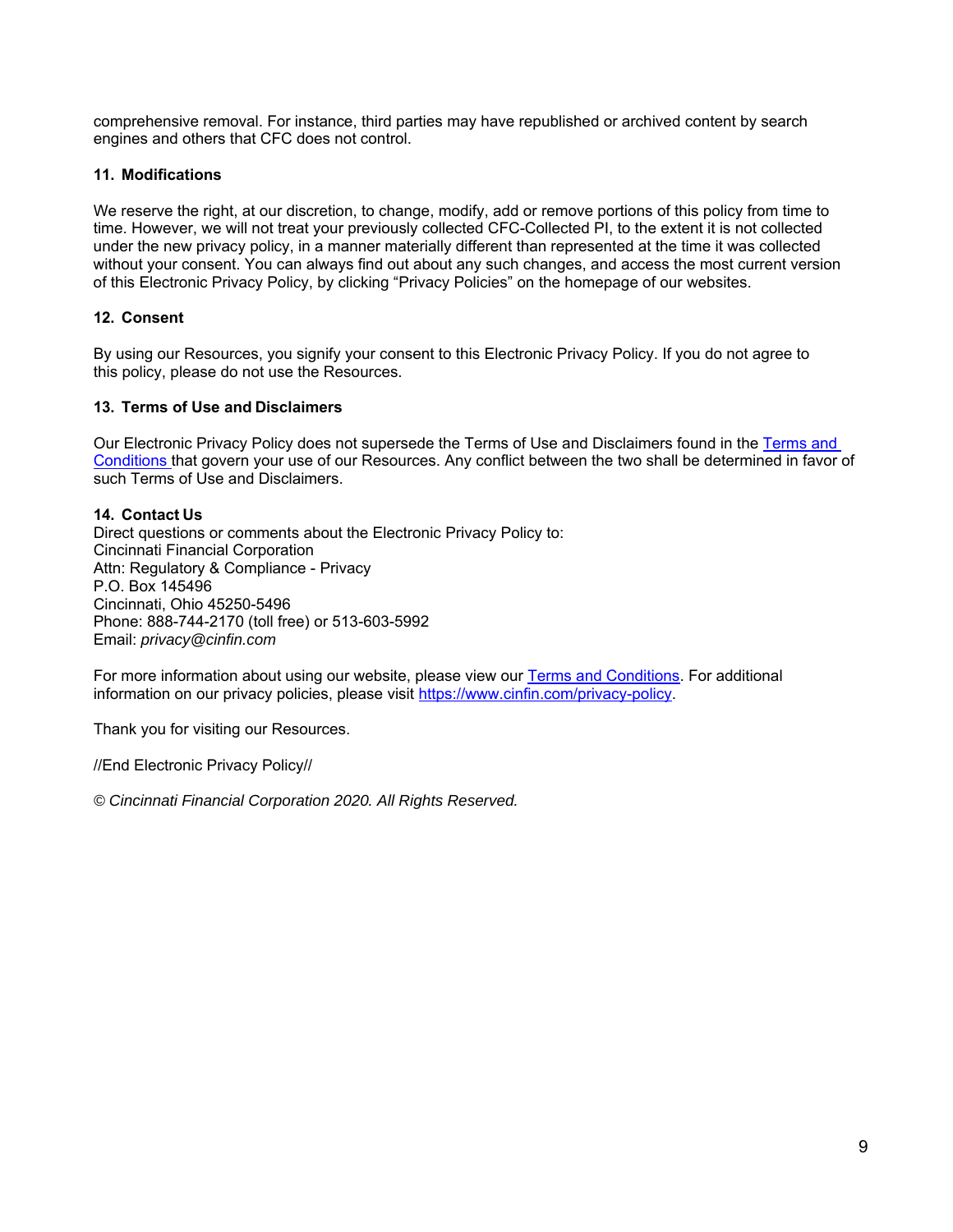comprehensive removal. For instance, third parties may have republished or archived content by search engines and others that CFC does not control.

### 11. Modifications

We reserve the right, at our discretion, to change, modify, add or remove portions of this policy from time to time. However, we will not treat your previously collected CFC-Collected PI, to the extent it is not collected under the new privacy policy, in a manner materially different than represented at the time it was collected without your consent. You can always find out about any such changes, and access the most current version of this Electronic Privacy Policy, by clicking “Privacy Policies” on the homepage of our websites.

### 12. Consent

By using our Resources, you signify your consent to this Electronic Privacy Policy. If you do not agree to this policy, please do not use the Resources.

### 13. Terms of Use and Disclaimers

Our Electronic Privacy Policy does not supersede the Terms of Use and Disclaimers found in the [Terms and Conditions]() that govern your use of our Resources. Any conflict between the two shall be determined in favor of such Terms of Use and Disclaimers.

### 14. Contact Us

Direct questions or comments about the Electronic Privacy Policy to:
Cincinnati Financial Corporation
Attn: Regulatory & Compliance - Privacy
P.O. Box 145496
Cincinnati, Ohio 45250-5496
Phone: 888-744-2170 (toll free) or 513-603-5992
Email: *privacy@cinfin.com*

For more information about using our website, please view our [Terms and Conditions](). For additional information on our privacy policies, please visit [https://www.cinfin.com/privacy-policy](https://www.cinfin.com/privacy-policy).

Thank you for visiting our Resources.

//End Electronic Privacy Policy//

*© Cincinnati Financial Corporation 2020. All Rights Reserved.*